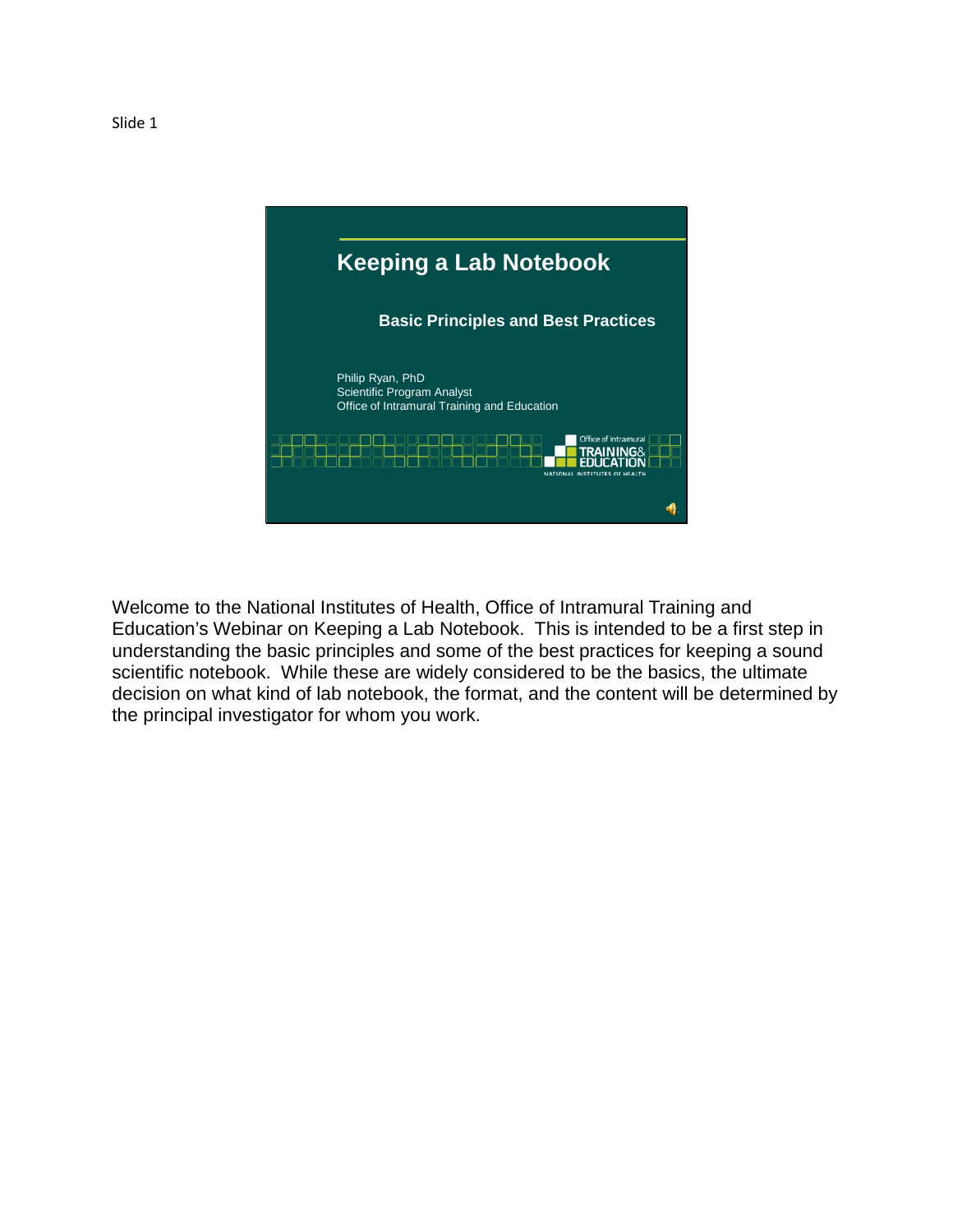Slide 1

# Keeping a Lab Notebook

## Basic Principles and Best Practices

Philip Ryan, PhD
Scientific Program Analyst
Office of Intramural Training and Education

Office of Intramural TRAINING & EDUCATION
NATIONAL INSTITUTES OF HEALTH

Welcome to the National Institutes of Health, Office of Intramural Training and Education's Webinar on Keeping a Lab Notebook. This is intended to be a first step in understanding the basic principles and some of the best practices for keeping a sound scientific notebook. While these are widely considered to be the basics, the ultimate decision on what kind of lab notebook, the format, and the content will be determined by the principal investigator for whom you work.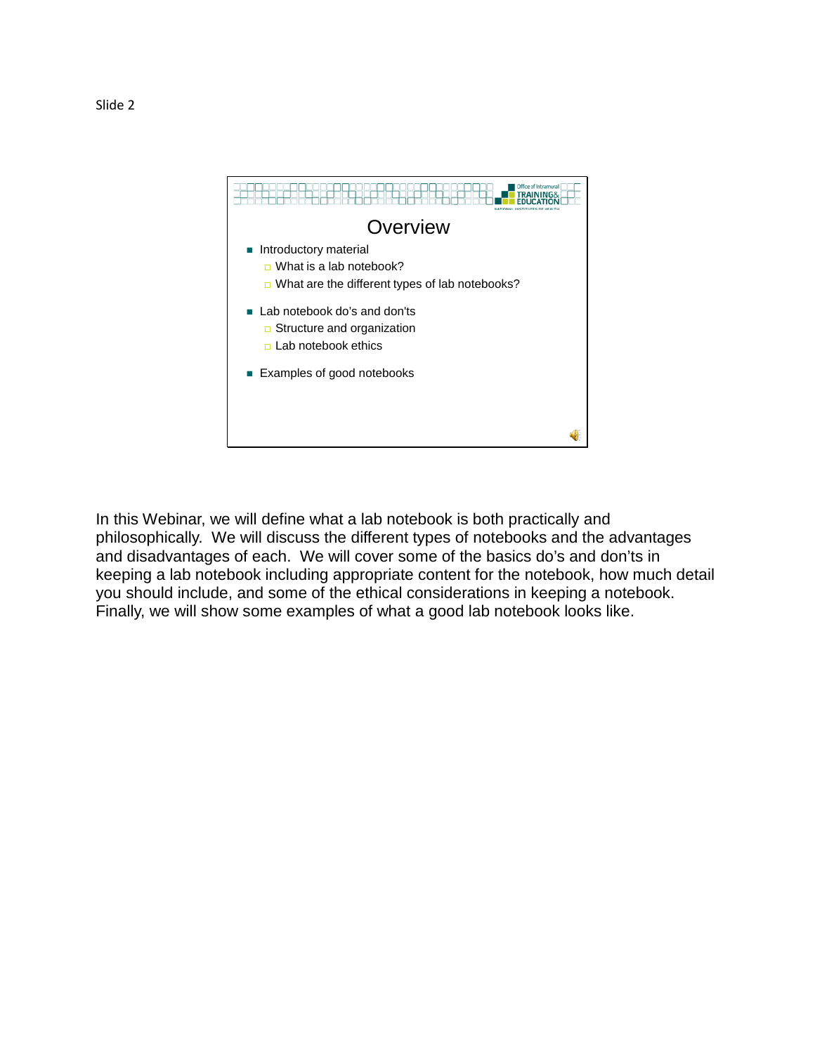Slide 2

# Overview

- Introductory material
  - What is a lab notebook?
  - What are the different types of lab notebooks?
- Lab notebook do's and don'ts
  - Structure and organization
  - Lab notebook ethics
- Examples of good notebooks

In this Webinar, we will define what a lab notebook is both practically and philosophically. We will discuss the different types of notebooks and the advantages and disadvantages of each. We will cover some of the basics do's and don'ts in keeping a lab notebook including appropriate content for the notebook, how much detail you should include, and some of the ethical considerations in keeping a notebook. Finally, we will show some examples of what a good lab notebook looks like.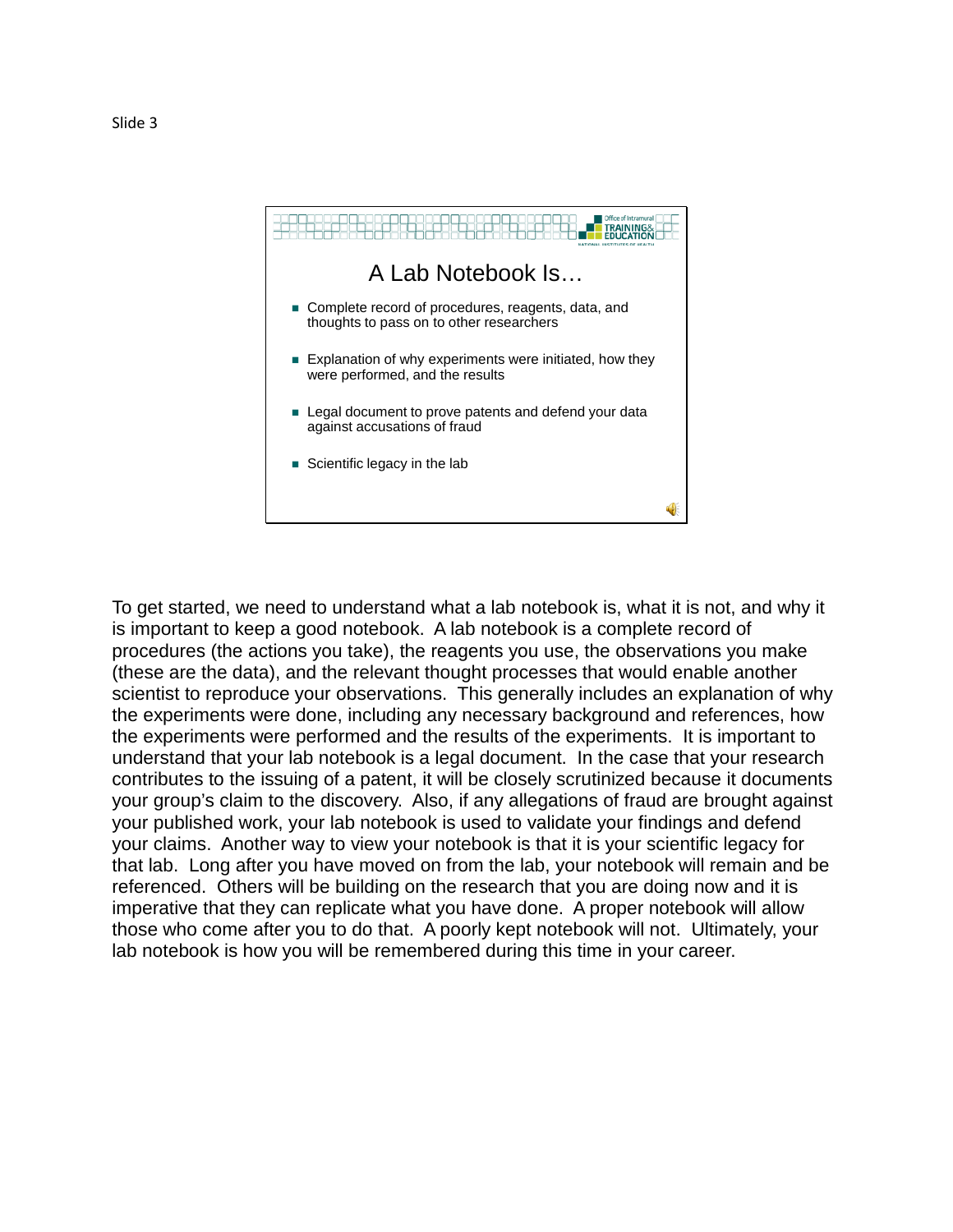Slide 3

## A Lab Notebook Is…

- Complete record of procedures, reagents, data, and thoughts to pass on to other researchers
- Explanation of why experiments were initiated, how they were performed, and the results
- Legal document to prove patents and defend your data against accusations of fraud
- Scientific legacy in the lab

To get started, we need to understand what a lab notebook is, what it is not, and why it is important to keep a good notebook. A lab notebook is a complete record of procedures (the actions you take), the reagents you use, the observations you make (these are the data), and the relevant thought processes that would enable another scientist to reproduce your observations. This generally includes an explanation of why the experiments were done, including any necessary background and references, how the experiments were performed and the results of the experiments. It is important to understand that your lab notebook is a legal document. In the case that your research contributes to the issuing of a patent, it will be closely scrutinized because it documents your group's claim to the discovery. Also, if any allegations of fraud are brought against your published work, your lab notebook is used to validate your findings and defend your claims. Another way to view your notebook is that it is your scientific legacy for that lab. Long after you have moved on from the lab, your notebook will remain and be referenced. Others will be building on the research that you are doing now and it is imperative that they can replicate what you have done. A proper notebook will allow those who come after you to do that. A poorly kept notebook will not. Ultimately, your lab notebook is how you will be remembered during this time in your career.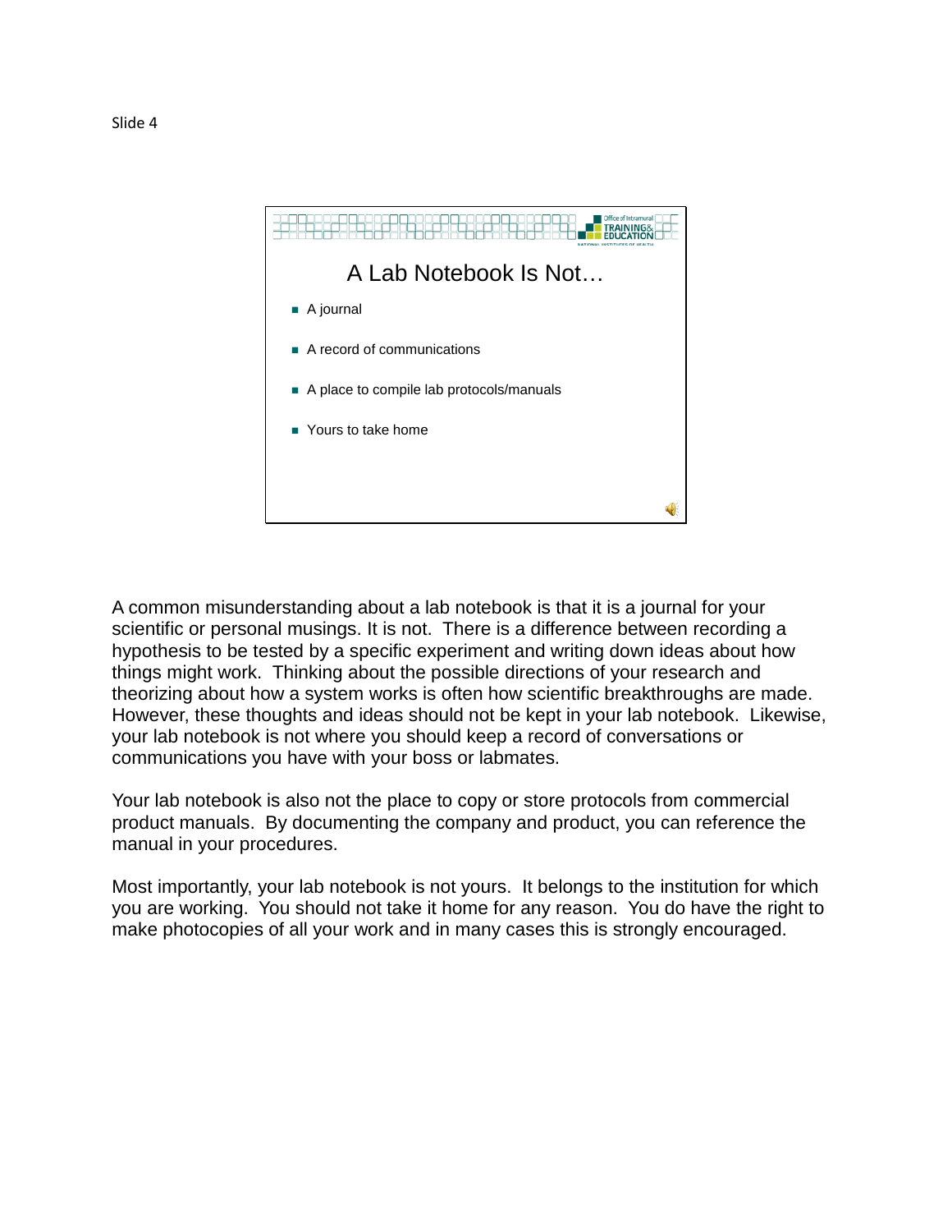Slide 4

# A Lab Notebook Is Not…

- A journal
- A record of communications
- A place to compile lab protocols/manuals
- Yours to take home

A common misunderstanding about a lab notebook is that it is a journal for your scientific or personal musings. It is not. There is a difference between recording a hypothesis to be tested by a specific experiment and writing down ideas about how things might work. Thinking about the possible directions of your research and theorizing about how a system works is often how scientific breakthroughs are made. However, these thoughts and ideas should not be kept in your lab notebook. Likewise, your lab notebook is not where you should keep a record of conversations or communications you have with your boss or labmates.

Your lab notebook is also not the place to copy or store protocols from commercial product manuals. By documenting the company and product, you can reference the manual in your procedures.

Most importantly, your lab notebook is not yours. It belongs to the institution for which you are working. You should not take it home for any reason. You do have the right to make photocopies of all your work and in many cases this is strongly encouraged.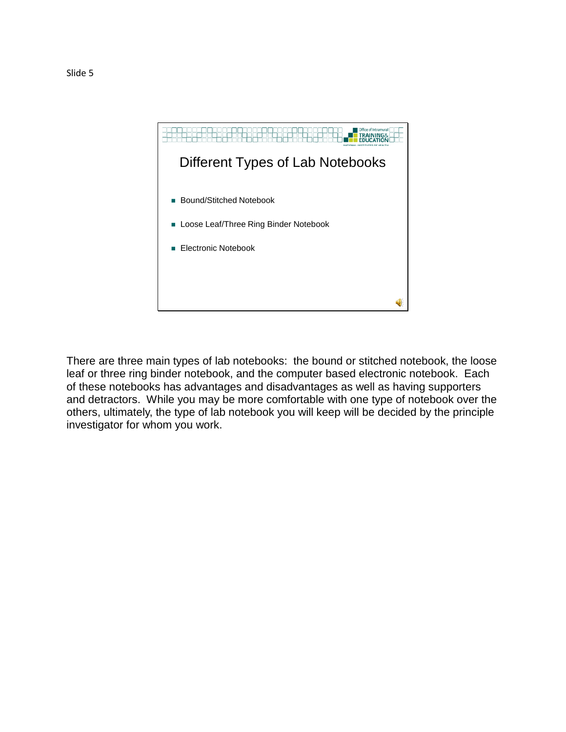Slide 5

## Different Types of Lab Notebooks

- Bound/Stitched Notebook
- Loose Leaf/Three Ring Binder Notebook
- Electronic Notebook

There are three main types of lab notebooks: the bound or stitched notebook, the loose leaf or three ring binder notebook, and the computer based electronic notebook. Each of these notebooks has advantages and disadvantages as well as having supporters and detractors. While you may be more comfortable with one type of notebook over the others, ultimately, the type of lab notebook you will keep will be decided by the principle investigator for whom you work.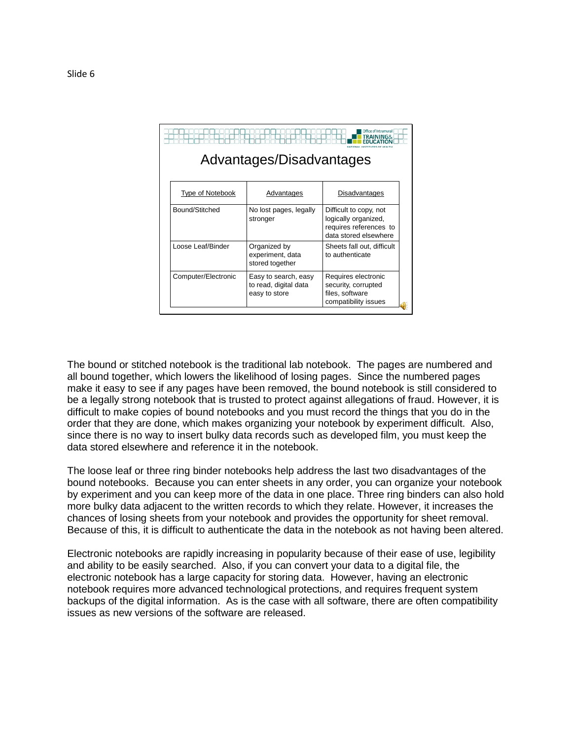Slide 6

## Advantages/Disadvantages

| Type of Notebook | Advantages | Disadvantages |
|---|---|---|
| Bound/Stitched | No lost pages, legally stronger | Difficult to copy, not logically organized, requires references to data stored elsewhere |
| Loose Leaf/Binder | Organized by experiment, data stored together | Sheets fall out, difficult to authenticate |
| Computer/Electronic | Easy to search, easy to read, digital data easy to store | Requires electronic security, corrupted files, software compatibility issues |

The bound or stitched notebook is the traditional lab notebook. The pages are numbered and all bound together, which lowers the likelihood of losing pages. Since the numbered pages make it easy to see if any pages have been removed, the bound notebook is still considered to be a legally strong notebook that is trusted to protect against allegations of fraud. However, it is difficult to make copies of bound notebooks and you must record the things that you do in the order that they are done, which makes organizing your notebook by experiment difficult. Also, since there is no way to insert bulky data records such as developed film, you must keep the data stored elsewhere and reference it in the notebook.

The loose leaf or three ring binder notebooks help address the last two disadvantages of the bound notebooks. Because you can enter sheets in any order, you can organize your notebook by experiment and you can keep more of the data in one place. Three ring binders can also hold more bulky data adjacent to the written records to which they relate. However, it increases the chances of losing sheets from your notebook and provides the opportunity for sheet removal. Because of this, it is difficult to authenticate the data in the notebook as not having been altered.

Electronic notebooks are rapidly increasing in popularity because of their ease of use, legibility and ability to be easily searched. Also, if you can convert your data to a digital file, the electronic notebook has a large capacity for storing data. However, having an electronic notebook requires more advanced technological protections, and requires frequent system backups of the digital information. As is the case with all software, there are often compatibility issues as new versions of the software are released.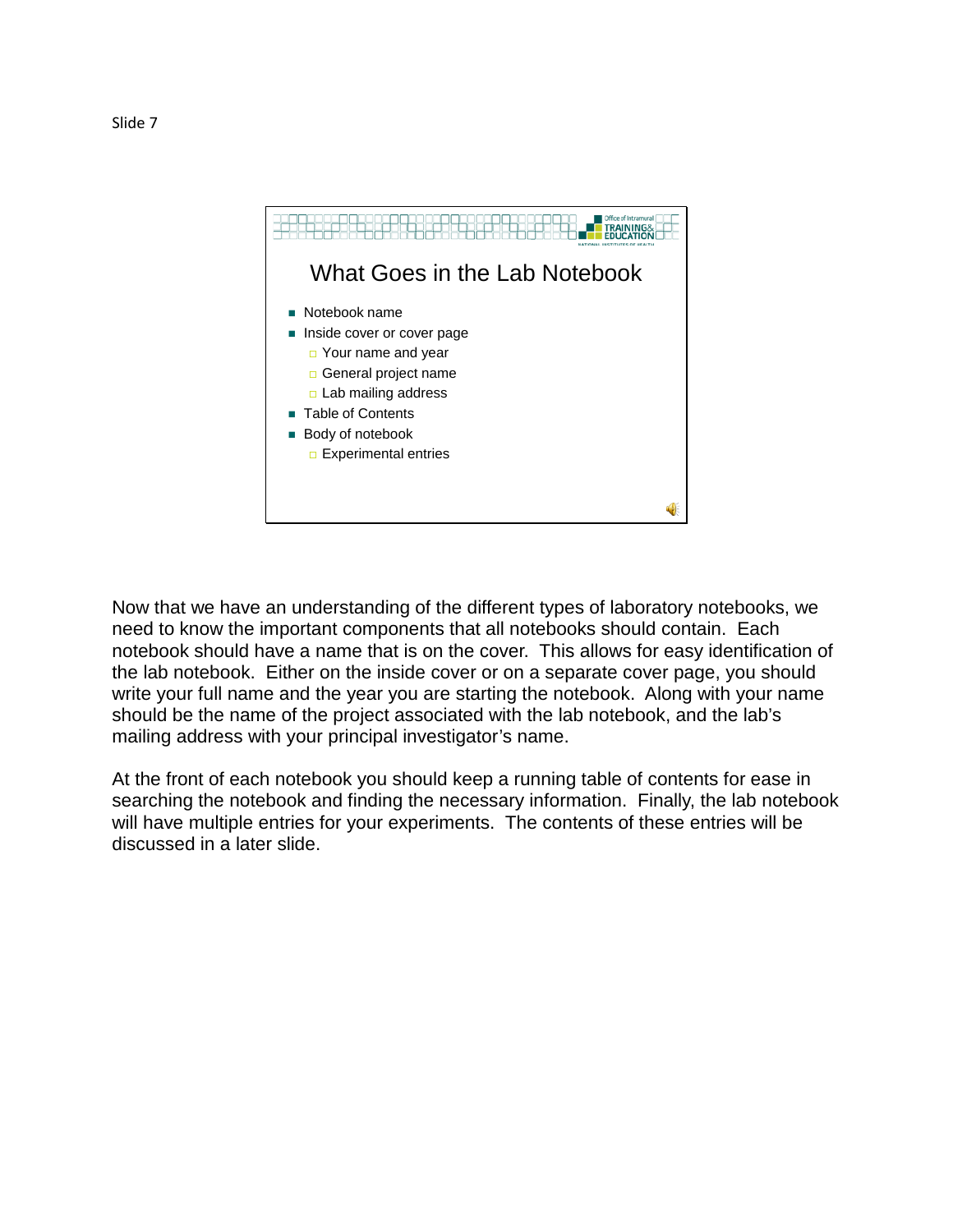Slide 7

# What Goes in the Lab Notebook

- Notebook name
- Inside cover or cover page
  - Your name and year
  - General project name
  - Lab mailing address
- Table of Contents
- Body of notebook
  - Experimental entries

Now that we have an understanding of the different types of laboratory notebooks, we need to know the important components that all notebooks should contain. Each notebook should have a name that is on the cover. This allows for easy identification of the lab notebook. Either on the inside cover or on a separate cover page, you should write your full name and the year you are starting the notebook. Along with your name should be the name of the project associated with the lab notebook, and the lab's mailing address with your principal investigator's name.

At the front of each notebook you should keep a running table of contents for ease in searching the notebook and finding the necessary information. Finally, the lab notebook will have multiple entries for your experiments. The contents of these entries will be discussed in a later slide.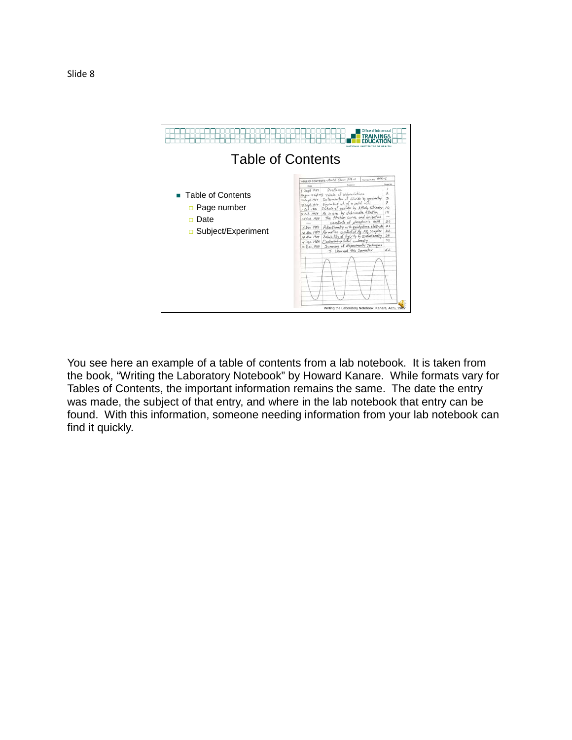Slide 8

## Table of Contents

- Table of Contents
  - Page number
  - Date
  - Subject/Experiment

Writing the Laboratory Notebook, Kanare, ACS, 1985

You see here an example of a table of contents from a lab notebook. It is taken from the book, "Writing the Laboratory Notebook" by Howard Kanare. While formats vary for Tables of Contents, the important information remains the same. The date the entry was made, the subject of that entry, and where in the lab notebook that entry can be found. With this information, someone needing information from your lab notebook can find it quickly.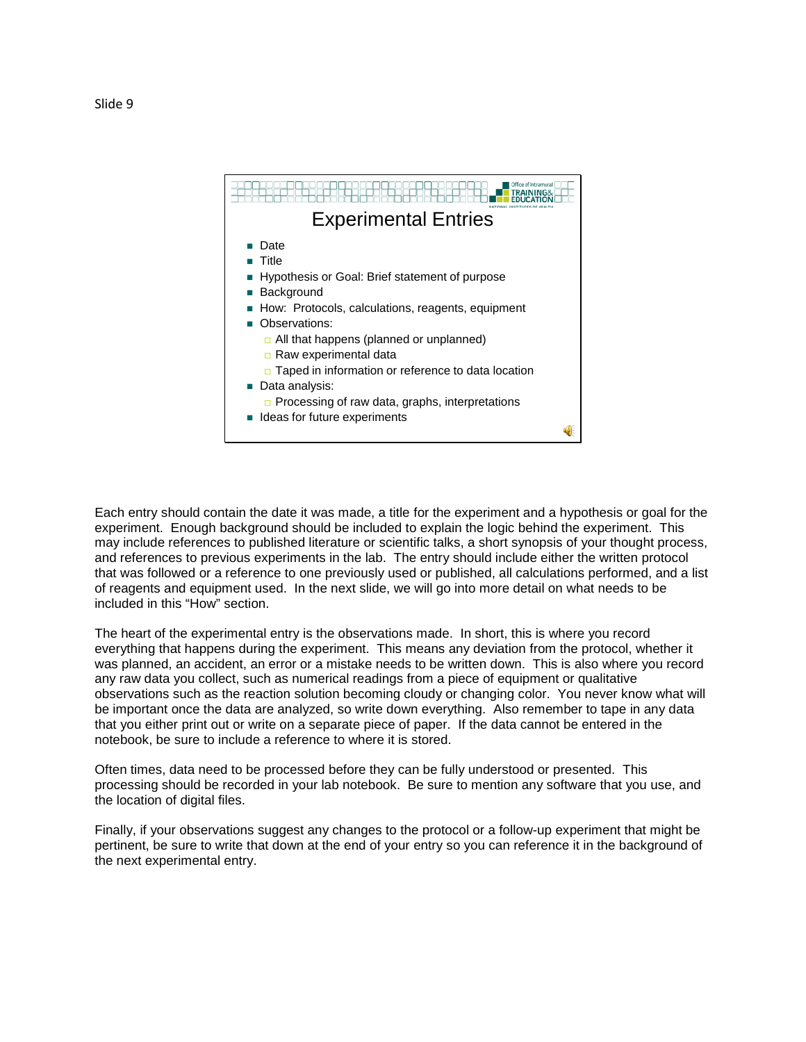Slide 9

## Experimental Entries

- Date
- Title
- Hypothesis or Goal: Brief statement of purpose
- Background
- How: Protocols, calculations, reagents, equipment
- Observations:
  - All that happens (planned or unplanned)
  - Raw experimental data
  - Taped in information or reference to data location
- Data analysis:
  - Processing of raw data, graphs, interpretations
- Ideas for future experiments

Each entry should contain the date it was made, a title for the experiment and a hypothesis or goal for the experiment. Enough background should be included to explain the logic behind the experiment. This may include references to published literature or scientific talks, a short synopsis of your thought process, and references to previous experiments in the lab. The entry should include either the written protocol that was followed or a reference to one previously used or published, all calculations performed, and a list of reagents and equipment used. In the next slide, we will go into more detail on what needs to be included in this "How" section.

The heart of the experimental entry is the observations made. In short, this is where you record everything that happens during the experiment. This means any deviation from the protocol, whether it was planned, an accident, an error or a mistake needs to be written down. This is also where you record any raw data you collect, such as numerical readings from a piece of equipment or qualitative observations such as the reaction solution becoming cloudy or changing color. You never know what will be important once the data are analyzed, so write down everything. Also remember to tape in any data that you either print out or write on a separate piece of paper. If the data cannot be entered in the notebook, be sure to include a reference to where it is stored.

Often times, data need to be processed before they can be fully understood or presented. This processing should be recorded in your lab notebook. Be sure to mention any software that you use, and the location of digital files.

Finally, if your observations suggest any changes to the protocol or a follow-up experiment that might be pertinent, be sure to write that down at the end of your entry so you can reference it in the background of the next experimental entry.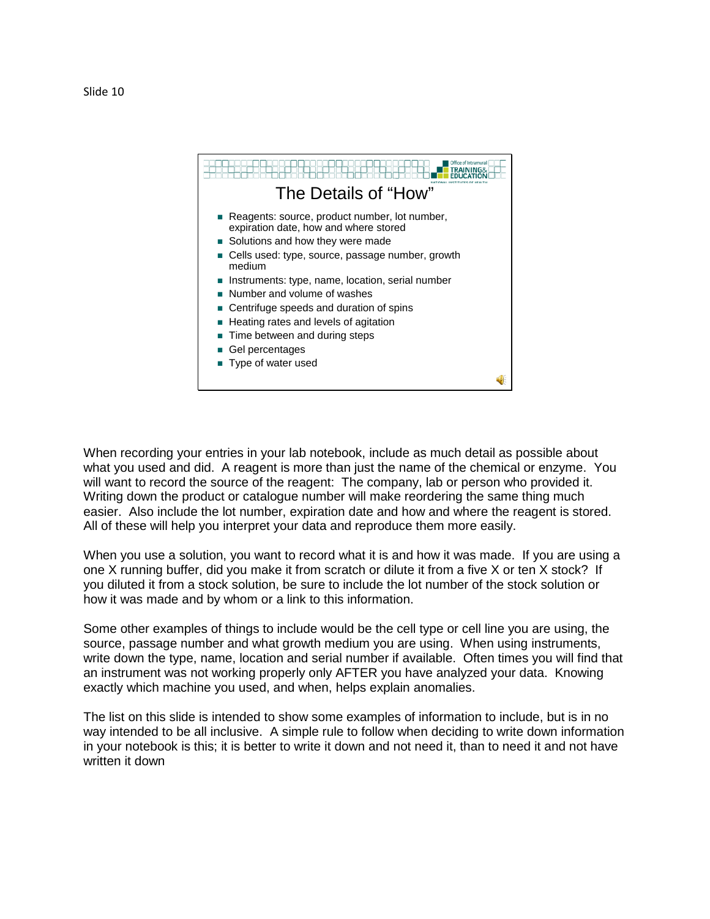Slide 10

# The Details of "How"

- Reagents: source, product number, lot number, expiration date, how and where stored
- Solutions and how they were made
- Cells used: type, source, passage number, growth medium
- Instruments: type, name, location, serial number
- Number and volume of washes
- Centrifuge speeds and duration of spins
- Heating rates and levels of agitation
- Time between and during steps
- Gel percentages
- Type of water used

When recording your entries in your lab notebook, include as much detail as possible about what you used and did. A reagent is more than just the name of the chemical or enzyme. You will want to record the source of the reagent: The company, lab or person who provided it. Writing down the product or catalogue number will make reordering the same thing much easier. Also include the lot number, expiration date and how and where the reagent is stored. All of these will help you interpret your data and reproduce them more easily.

When you use a solution, you want to record what it is and how it was made. If you are using a one X running buffer, did you make it from scratch or dilute it from a five X or ten X stock? If you diluted it from a stock solution, be sure to include the lot number of the stock solution or how it was made and by whom or a link to this information.

Some other examples of things to include would be the cell type or cell line you are using, the source, passage number and what growth medium you are using. When using instruments, write down the type, name, location and serial number if available. Often times you will find that an instrument was not working properly only AFTER you have analyzed your data. Knowing exactly which machine you used, and when, helps explain anomalies.

The list on this slide is intended to show some examples of information to include, but is in no way intended to be all inclusive. A simple rule to follow when deciding to write down information in your notebook is this; it is better to write it down and not need it, than to need it and not have written it down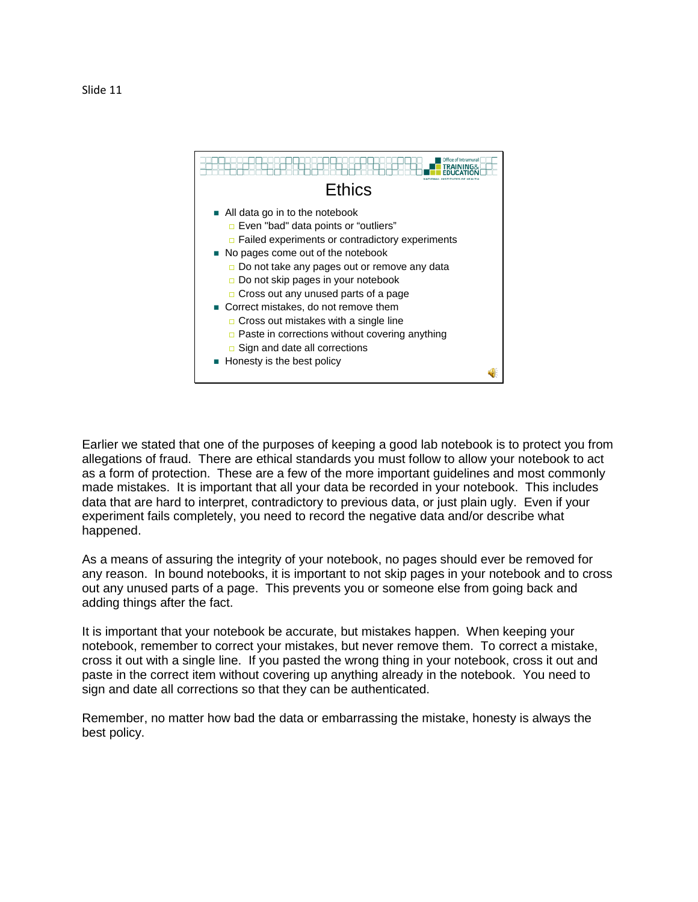Slide 11

# Ethics

- All data go in to the notebook
  - Even "bad" data points or "outliers"
  - Failed experiments or contradictory experiments
- No pages come out of the notebook
  - Do not take any pages out or remove any data
  - Do not skip pages in your notebook
  - Cross out any unused parts of a page
- Correct mistakes, do not remove them
  - Cross out mistakes with a single line
  - Paste in corrections without covering anything
  - Sign and date all corrections
- Honesty is the best policy

Earlier we stated that one of the purposes of keeping a good lab notebook is to protect you from allegations of fraud. There are ethical standards you must follow to allow your notebook to act as a form of protection. These are a few of the more important guidelines and most commonly made mistakes. It is important that all your data be recorded in your notebook. This includes data that are hard to interpret, contradictory to previous data, or just plain ugly. Even if your experiment fails completely, you need to record the negative data and/or describe what happened.

As a means of assuring the integrity of your notebook, no pages should ever be removed for any reason. In bound notebooks, it is important to not skip pages in your notebook and to cross out any unused parts of a page. This prevents you or someone else from going back and adding things after the fact.

It is important that your notebook be accurate, but mistakes happen. When keeping your notebook, remember to correct your mistakes, but never remove them. To correct a mistake, cross it out with a single line. If you pasted the wrong thing in your notebook, cross it out and paste in the correct item without covering up anything already in the notebook. You need to sign and date all corrections so that they can be authenticated.

Remember, no matter how bad the data or embarrassing the mistake, honesty is always the best policy.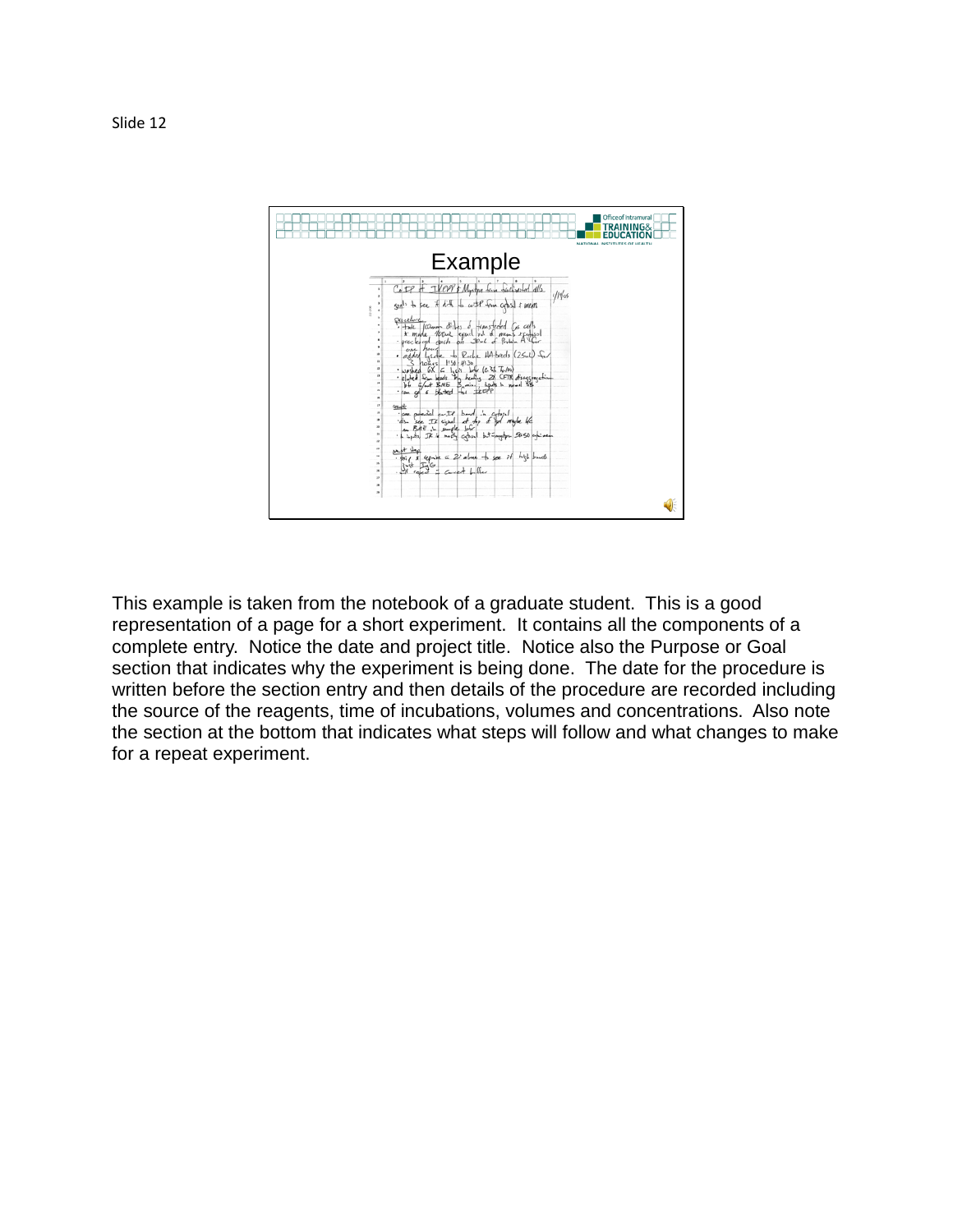Slide 12

Example

This example is taken from the notebook of a graduate student. This is a good representation of a page for a short experiment. It contains all the components of a complete entry. Notice the date and project title. Notice also the Purpose or Goal section that indicates why the experiment is being done. The date for the procedure is written before the section entry and then details of the procedure are recorded including the source of the reagents, time of incubations, volumes and concentrations. Also note the section at the bottom that indicates what steps will follow and what changes to make for a repeat experiment.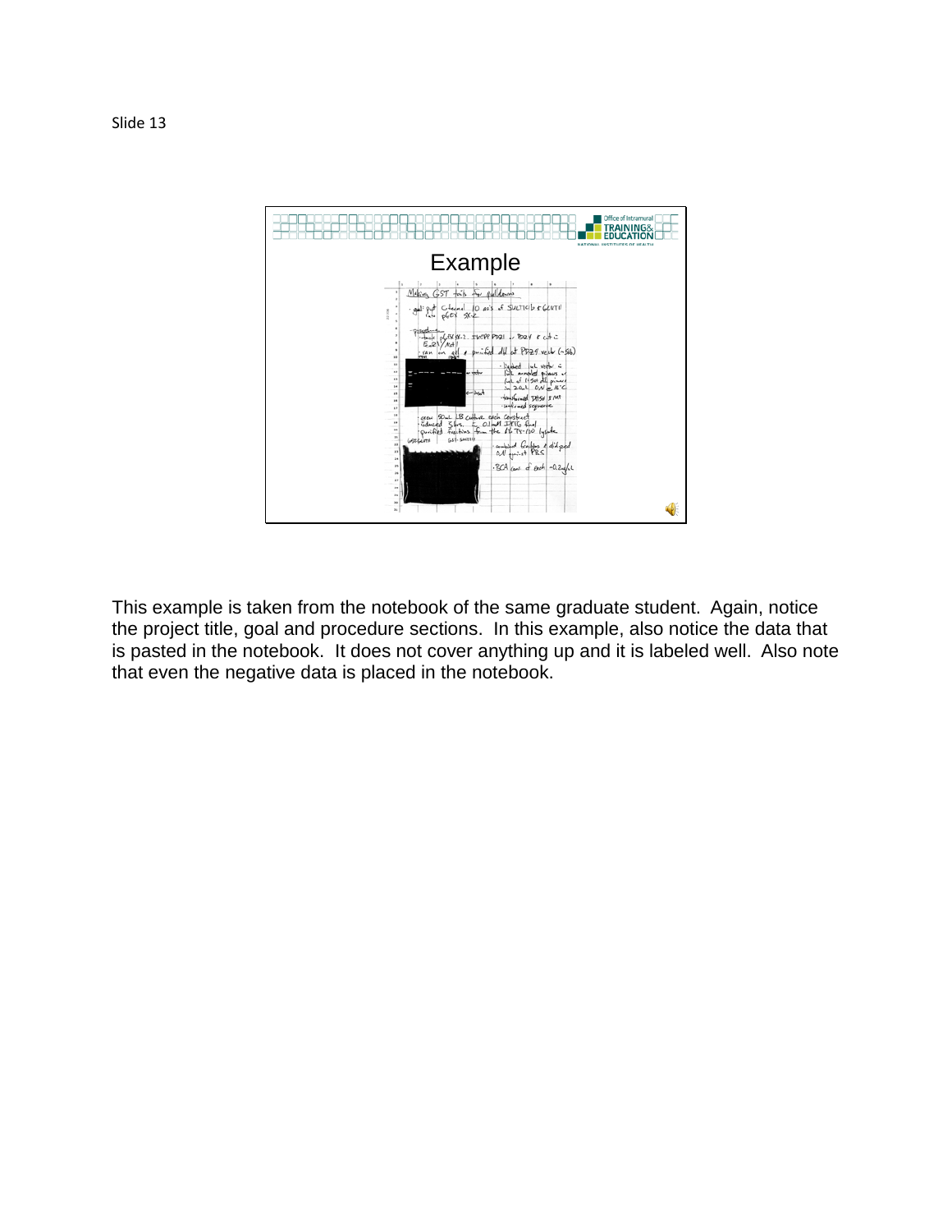Slide 13

Example

This example is taken from the notebook of the same graduate student. Again, notice the project title, goal and procedure sections. In this example, also notice the data that is pasted in the notebook. It does not cover anything up and it is labeled well. Also note that even the negative data is placed in the notebook.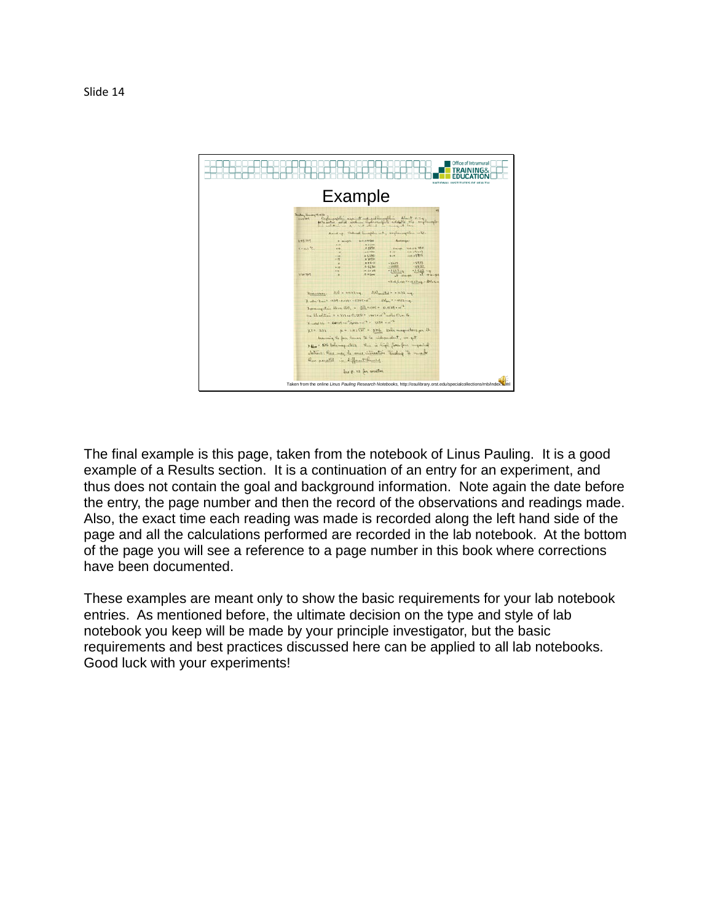Slide 14

## Example

Taken from the online *Linus Pauling Research Notebooks*, http://osulibrary.orst.edu/specialcollections/rnb/index.html

The final example is this page, taken from the notebook of Linus Pauling. It is a good example of a Results section. It is a continuation of an entry for an experiment, and thus does not contain the goal and background information. Note again the date before the entry, the page number and then the record of the observations and readings made. Also, the exact time each reading was made is recorded along the left hand side of the page and all the calculations performed are recorded in the lab notebook. At the bottom of the page you will see a reference to a page number in this book where corrections have been documented.

These examples are meant only to show the basic requirements for your lab notebook entries. As mentioned before, the ultimate decision on the type and style of lab notebook you keep will be made by your principle investigator, but the basic requirements and best practices discussed here can be applied to all lab notebooks. Good luck with your experiments!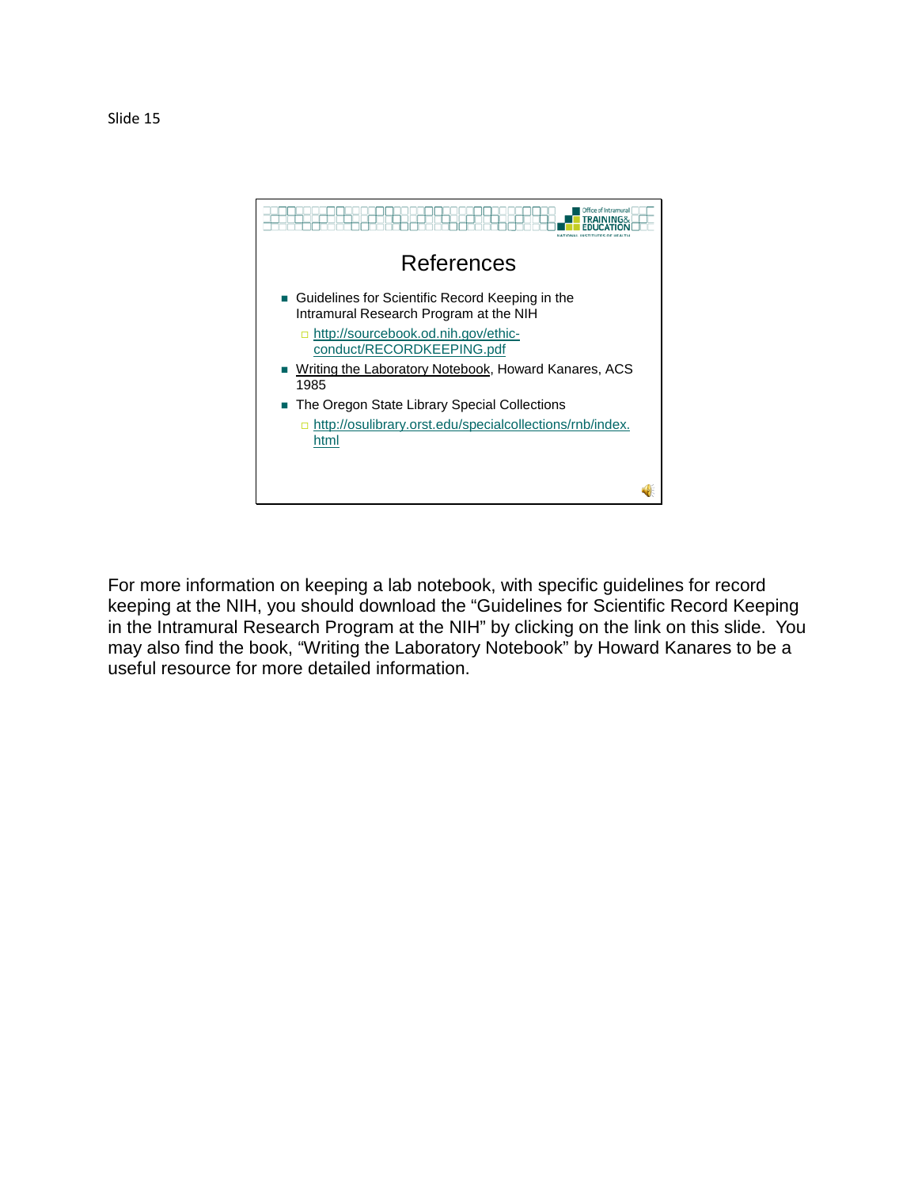Slide 15

# References

- Guidelines for Scientific Record Keeping in the Intramural Research Program at the NIH
  - http://sourcebook.od.nih.gov/ethic-conduct/RECORDKEEPING.pdf
- Writing the Laboratory Notebook, Howard Kanares, ACS 1985
- The Oregon State Library Special Collections
  - http://osulibrary.orst.edu/specialcollections/rnb/index.html

For more information on keeping a lab notebook, with specific guidelines for record keeping at the NIH, you should download the "Guidelines for Scientific Record Keeping in the Intramural Research Program at the NIH" by clicking on the link on this slide. You may also find the book, "Writing the Laboratory Notebook" by Howard Kanares to be a useful resource for more detailed information.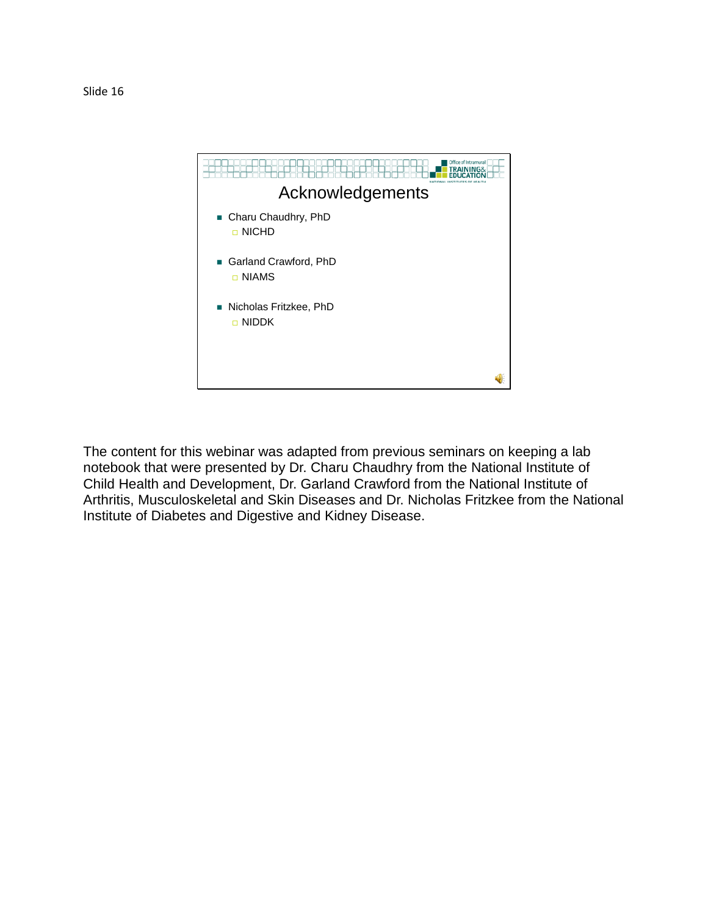Slide 16

# Acknowledgements

- Charu Chaudhry, PhD
  - NICHD
- Garland Crawford, PhD
  - NIAMS
- Nicholas Fritzkee, PhD
  - NIDDK

The content for this webinar was adapted from previous seminars on keeping a lab notebook that were presented by Dr. Charu Chaudhry from the National Institute of Child Health and Development, Dr. Garland Crawford from the National Institute of Arthritis, Musculoskeletal and Skin Diseases and Dr. Nicholas Fritzkee from the National Institute of Diabetes and Digestive and Kidney Disease.